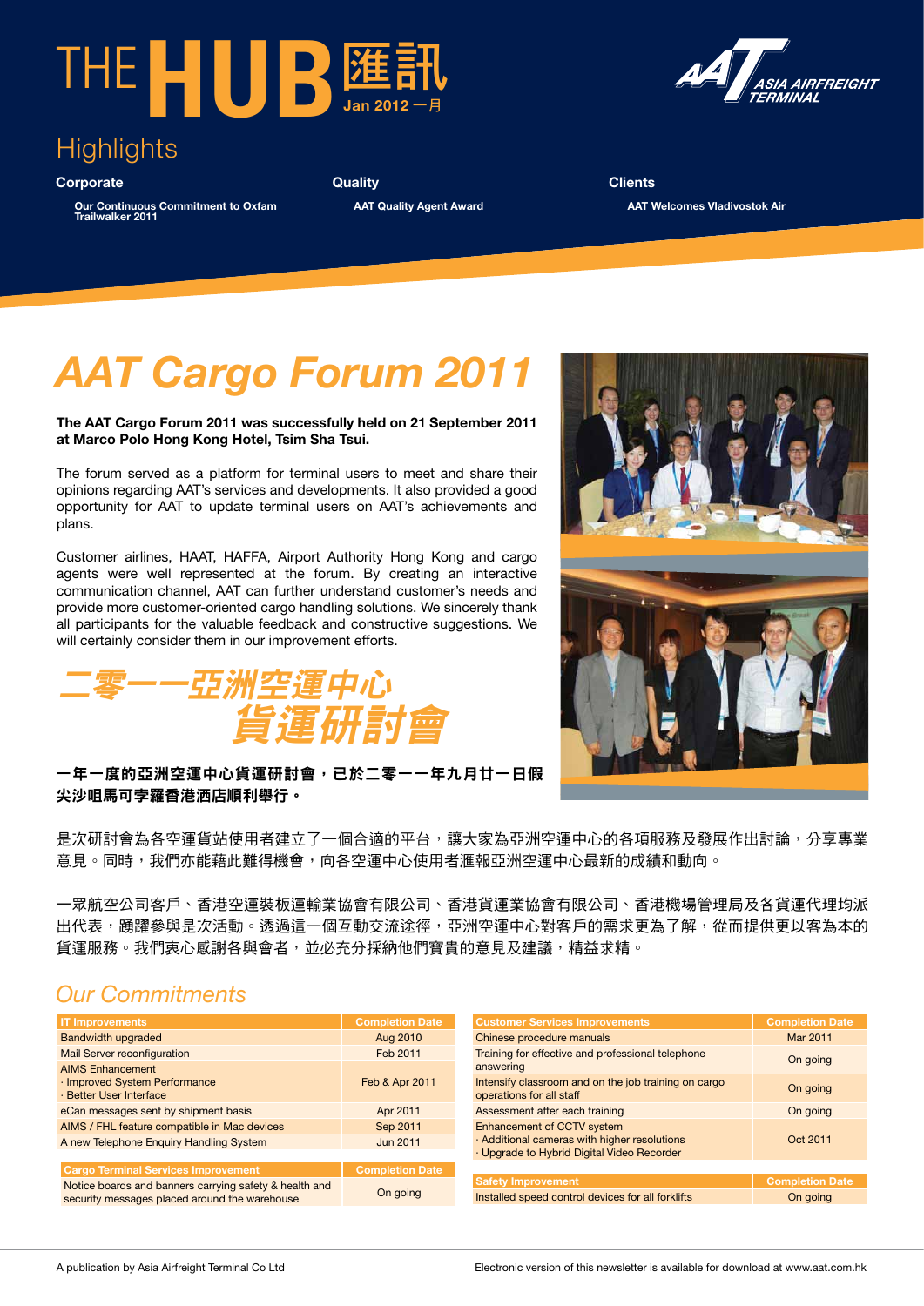# THE HUB 匯訊

Jan 2012 一月

ASIA AIRFREIGHT TERMINAL

## Highlights

**Corporate**

Our Continuous Commitment to Oxfam Trailwalker 2011

**Quality**

AAT Quality Agent Award

**Clients**

AAT Welcomes Vladivostok Air

# AAT Cargo Forum 2011

**The AAT Cargo Forum 2011 was successfully held on 21 September 2011 at Marco Polo Hong Kong Hotel, Tsim Sha Tsui.**

The forum served as a platform for terminal users to meet and share their opinions regarding AAT's services and developments. It also provided a good opportunity for AAT to update terminal users on AAT's achievements and plans.

Customer airlines, HAAT, HAFFA, Airport Authority Hong Kong and cargo agents were well represented at the forum. By creating an interactive communication channel, AAT can further understand customer's needs and provide more customer-oriented cargo handling solutions. We sincerely thank all participants for the valuable feedback and constructive suggestions. We will certainly consider them in our improvement efforts.

# 二零一一亞洲空運中心貨運研討會

**一年一度的亞洲空運中心貨運研討會，已於二零一一年九月廿一日假尖沙咀馬可孛羅香港酒店順利舉行。**

是次研討會為各空運貨站使用者建立了一個合適的平台，讓大家為亞洲空運中心的各項服務及發展作出討論，分享專業意見。同時，我們亦能藉此難得機會，向各空運中心使用者滙報亞洲空運中心最新的成績和動向。

一眾航空公司客戶、香港空運裝板運輸業協會有限公司、香港貨運業協會有限公司、香港機場管理局及各貨運代理均派出代表，踴躍參與是次活動。透過這一個互動交流途徑，亞洲空運中心對客戶的需求更為了解，從而提供更以客為本的貨運服務。我們衷心感謝各與會者，並必充分採納他們寶貴的意見及建議，精益求精。

## Our Commitments

| IT Improvements | Completion Date |
|---|---|
| Bandwidth upgraded | Aug 2010 |
| Mail Server reconfiguration | Feb 2011 |
| AIMS Enhancement<br>· Improved System Performance<br>· Better User Interface | Feb & Apr 2011 |
| eCan messages sent by shipment basis | Apr 2011 |
| AIMS / FHL feature compatible in Mac devices | Sep 2011 |
| A new Telephone Enquiry Handling System | Jun 2011 |

| Cargo Terminal Services Improvement | Completion Date |
|---|---|
| Notice boards and banners carrying safety & health and security messages placed around the warehouse | On going |

| Customer Services Improvements | Completion Date |
|---|---|
| Chinese procedure manuals | Mar 2011 |
| Training for effective and professional telephone answering | On going |
| Intensify classroom and on the job training on cargo operations for all staff | On going |
| Assessment after each training | On going |
| Enhancement of CCTV system<br>· Additional cameras with higher resolutions<br>· Upgrade to Hybrid Digital Video Recorder | Oct 2011 |

| Safety Improvement | Completion Date |
|---|---|
| Installed speed control devices for all forklifts | On going |

A publication by Asia Airfreight Terminal Co Ltd

Electronic version of this newsletter is available for download at www.aat.com.hk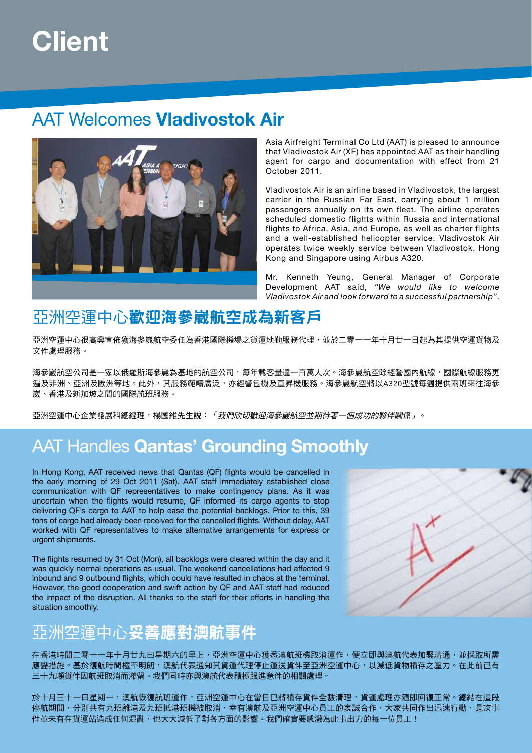#### Client

## AAT Welcomes **Vladivostok Air**

Asia Airfreight Terminal Co Ltd (AAT) is pleased to announce that Vladivostok Air (XF) has appointed AAT as their handling agent for cargo and documentation with effect from 21 October 2011.

Vladivostok Air is an airline based in Vladivostok, the largest carrier in the Russian Far East, carrying about 1 million passengers annually on its own fleet. The airline operates scheduled domestic flights within Russia and international flights to Africa, Asia, and Europe, as well as charter flights and a well-established helicopter service. Vladivostok Air operates twice weekly service between Vladivostok, Hong Kong and Singapore using Airbus A320.

Mr. Kenneth Yeung, General Manager of Corporate Development AAT said, *"We would like to welcome Vladivostok Air and look forward to a successful partnership"*.

## 亞洲空運中心**歡迎海參崴航空成為新客戶**

亞洲空運中心很高興宣佈獲海參崴航空委任為香港國際機場之貨運地勤服務代理，並於二零一一年十月廿一日起為其提供空運貨物及文件處理服務。

海參崴航空公司是一家以俄羅斯海參崴為基地的航空公司，每年載客量達一百萬人次。海參崴航空除經營國內航線，國際航線服務更遍及非洲、亞洲及歐洲等地。此外，其服務範疇廣泛，亦經營包機及直昇機服務。海參崴航空將以A320型號每週提供兩班來往海參崴、香港及新加坡之間的國際航班服務。

亞洲空運中心企業發展科總經理，楊國維先生說：*「我們欣切歡迎海參崴航空並期待著一個成功的夥伴關係」*。

## AAT Handles **Qantas' Grounding Smoothly**

In Hong Kong, AAT received news that Qantas (QF) flights would be cancelled in the early morning of 29 Oct 2011 (Sat). AAT staff immediately established close communication with QF representatives to make contingency plans. As it was uncertain when the flights would resume, QF informed its cargo agents to stop delivering QF's cargo to AAT to help ease the potential backlogs. Prior to this, 39 tons of cargo had already been received for the cancelled flights. Without delay, AAT worked with QF representatives to make alternative arrangements for express or urgent shipments.

The flights resumed by 31 Oct (Mon), all backlogs were cleared within the day and it was quickly normal operations as usual. The weekend cancellations had affected 9 inbound and 9 outbound flights, which could have resulted in chaos at the terminal. However, the good cooperation and swift action by QF and AAT staff had reduced the impact of the disruption. All thanks to the staff for their efforts in handling the situation smoothly.

## 亞洲空運中心**妥善應對澳航事件**

在香港時間二零一一年十月廿九日星期六的早上，亞洲空運中心獲悉澳航班機取消運作，便立即與澳航代表加緊溝通，並採取所需應變措施。基於復航時間極不明朗，澳航代表通知其貨運代理停止運送貨件至亞洲空運中心，以減低貨物積存之壓力。在此前已有三十九噸貨件因航班取消而滯留。我們同時亦與澳航代表積極跟進急件的相關處理。

於十月三十一日星期一，澳航恢復航班運作，亞洲空運中心在當日已將積存貨件全數清理，貨運處理亦隨即回復正常。總結在這段停航期間，分別共有九班離港及九班抵港班機被取消，幸有澳航及亞洲空運中心員工的衷誠合作，大家共同作出迅速行動，是次事件並未有在貨運站造成任何混亂，也大大減低了對各方面的影響。我們確實要感激為此事出力的每一位員工！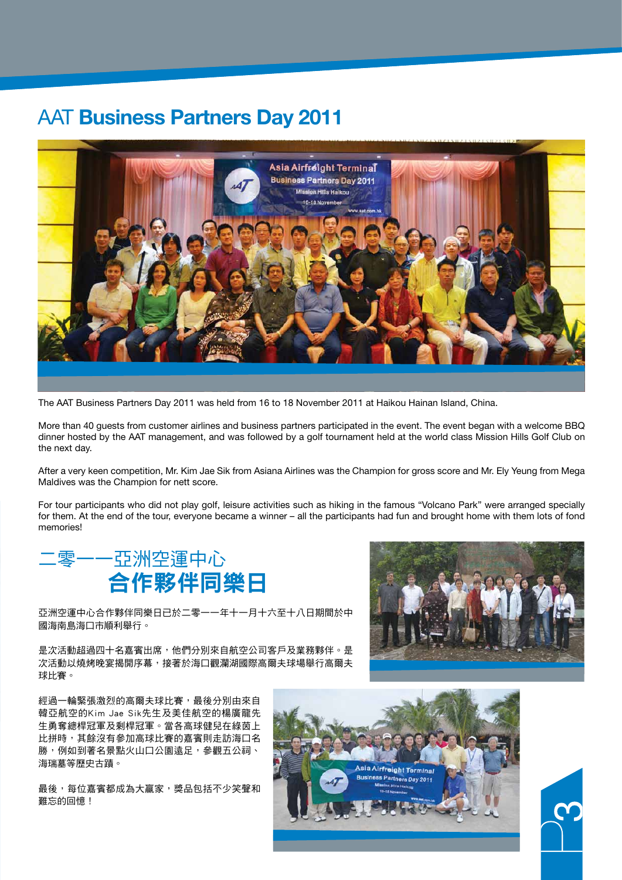# AAT **Business Partners Day 2011**

The AAT Business Partners Day 2011 was held from 16 to 18 November 2011 at Haikou Hainan Island, China.

More than 40 guests from customer airlines and business partners participated in the event. The event began with a welcome BBQ dinner hosted by the AAT management, and was followed by a golf tournament held at the world class Mission Hills Golf Club on the next day.

After a very keen competition, Mr. Kim Jae Sik from Asiana Airlines was the Champion for gross score and Mr. Ely Yeung from Mega Maldives was the Champion for nett score.

For tour participants who did not play golf, leisure activities such as hiking in the famous "Volcano Park" were arranged specially for them. At the end of the tour, everyone became a winner – all the participants had fun and brought home with them lots of fond memories!

# 二零一一亞洲空運中心 **合作夥伴同樂日**

亞洲空運中心合作夥伴同樂日已於二零一一年十一月十六至十八日期間於中國海南島海口市順利舉行。

是次活動超過四十名嘉賓出席，他們分別來自航空公司客戶及業務夥伴。是次活動以燒烤晚宴揭開序幕，接著於海口觀瀾湖國際高爾夫球場舉行高爾夫球比賽。

經過一輪緊張激烈的高爾夫球比賽，最後分別由來自韓亞航空的Kim Jae Sik先生及美佳航空的楊廣龍先生勇奪總桿冠軍及剩桿冠軍。當各高球健兒在綠茵上比拼時，其餘沒有參加高球比賽的嘉賓則走訪海口名勝，例如到著名景點火山口公園遠足，參觀五公祠、海瑞墓等歷史古蹟。

最後，每位嘉賓都成為大贏家，獎品包括不少笑聲和難忘的回憶！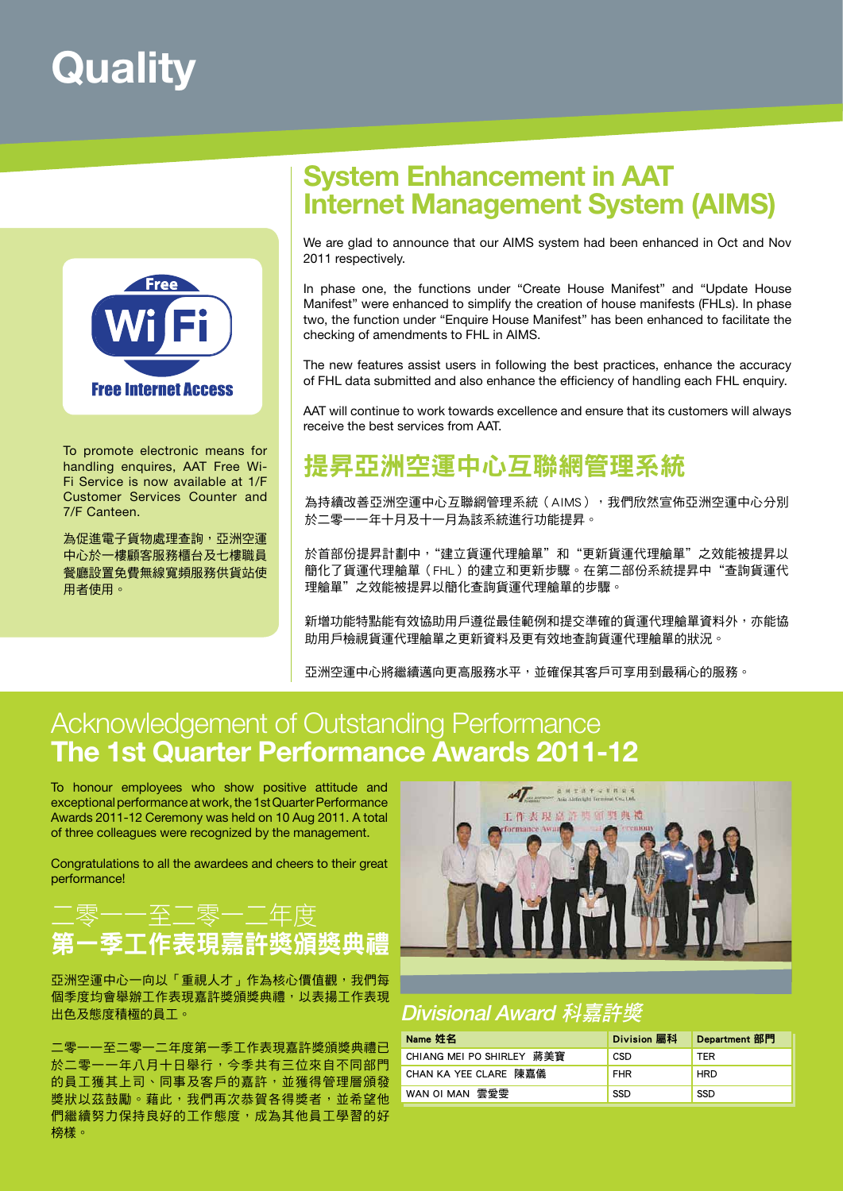# Quality

Free Wi Fi
Free Internet Access

To promote electronic means for handling enquires, AAT Free Wi-Fi Service is now available at 1/F Customer Services Counter and 7/F Canteen.

為促進電子貨物處理查詢，亞洲空運中心於一樓顧客服務櫃台及七樓職員餐廳設置免費無線寬頻服務供貨站使用者使用。

## System Enhancement in AAT Internet Management System (AIMS)

We are glad to announce that our AIMS system had been enhanced in Oct and Nov 2011 respectively.

In phase one, the functions under "Create House Manifest" and "Update House Manifest" were enhanced to simplify the creation of house manifests (FHLs). In phase two, the function under "Enquire House Manifest" has been enhanced to facilitate the checking of amendments to FHL in AIMS.

The new features assist users in following the best practices, enhance the accuracy of FHL data submitted and also enhance the efficiency of handling each FHL enquiry.

AAT will continue to work towards excellence and ensure that its customers will always receive the best services from AAT.

## 提昇亞洲空運中心互聯網管理系統

為持續改善亞洲空運中心互聯網管理系統（AIMS），我們欣然宣佈亞洲空運中心分別於二零一一年十月及十一月為該系統進行功能提昇。

於首部份提昇計劃中，"建立貨運代理艙單"和"更新貨運代理艙單"之效能被提昇以簡化了貨運代理艙單（FHL）的建立和更新步驟。在第二部份系統提昇中"查詢貨運代理艙單"之效能被提昇以簡化查詢貨運代理艙單的步驟。

新增功能特點能有效協助用戶遵從最佳範例和提交準確的貨運代理艙單資料外，亦能協助用戶檢視貨運代理艙單之更新資料及更有效地查詢貨運代理艙單的狀況。

亞洲空運中心將繼續邁向更高服務水平，並確保其客戶可享用到最稱心的服務。

## Acknowledgement of Outstanding Performance
## The 1st Quarter Performance Awards 2011-12

To honour employees who show positive attitude and exceptional performance at work, the 1st Quarter Performance Awards 2011-12 Ceremony was held on 10 Aug 2011. A total of three colleagues were recognized by the management.

Congratulations to all the awardees and cheers to their great performance!

## 二零一一至二零一二年度
## 第一季工作表現嘉許獎頒獎典禮

亞洲空運中心一向以「重視人才」作為核心價值觀，我們每個季度均會舉辦工作表現嘉許獎頒獎典禮，以表揚工作表現出色及態度積極的員工。

二零一一至二零一二年度第一季工作表現嘉許獎頒獎典禮已於二零一一年八月十日舉行，今季共有三位來自不同部門的員工獲其上司、同事及客戶的嘉許，並獲得管理層頒發獎狀以茲鼓勵。藉此，我們再次恭賀各得獎者，並希望他們繼續努力保持良好的工作態度，成為其他員工學習的好榜樣。

### *Divisional Award 科嘉許獎*

| Name 姓名 | Division 屬科 | Department 部門 |
|---|---|---|
| CHIANG MEI PO SHIRLEY 蔣美寶 | CSD | TER |
| CHAN KA YEE CLARE 陳嘉儀 | FHR | HRD |
| WAN OI MAN 雲愛雯 | SSD | SSD |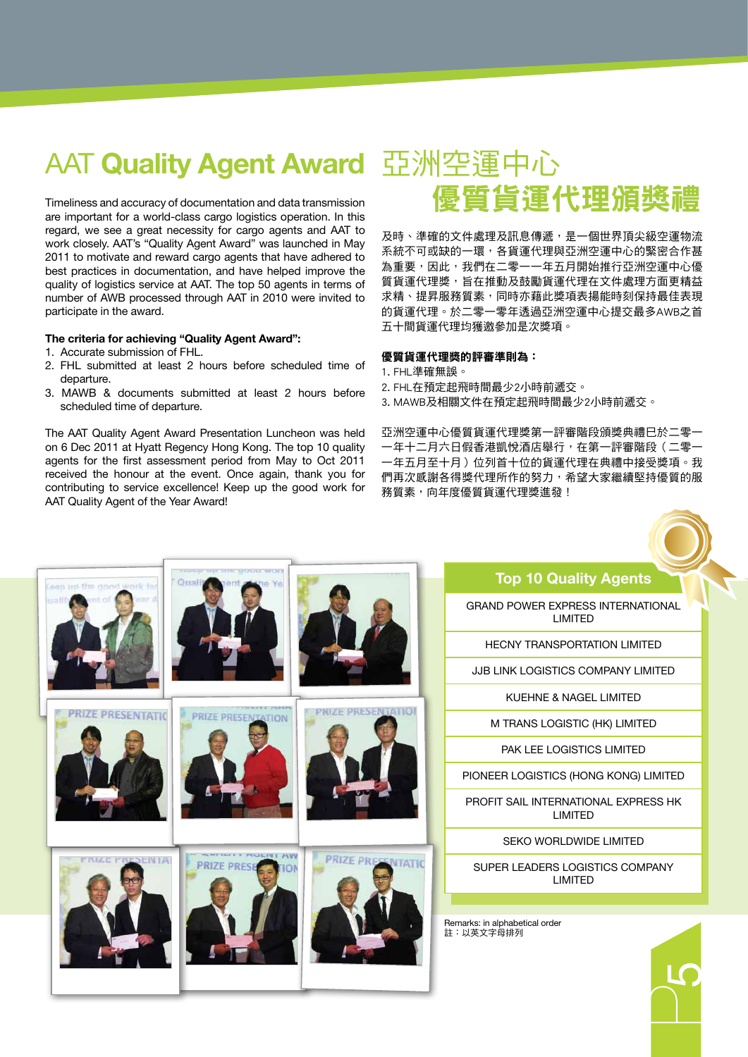# AAT **Quality Agent Award**

Timeliness and accuracy of documentation and data transmission are important for a world-class cargo logistics operation. In this regard, we see a great necessity for cargo agents and AAT to work closely. AAT's "Quality Agent Award" was launched in May 2011 to motivate and reward cargo agents that have adhered to best practices in documentation, and have helped improve the quality of logistics service at AAT. The top 50 agents in terms of number of AWB processed through AAT in 2010 were invited to participate in the award.

**The criteria for achieving "Quality Agent Award":**

1. Accurate submission of FHL.
2. FHL submitted at least 2 hours before scheduled time of departure.
3. MAWB & documents submitted at least 2 hours before scheduled time of departure.

The AAT Quality Agent Award Presentation Luncheon was held on 6 Dec 2011 at Hyatt Regency Hong Kong. The top 10 quality agents for the first assessment period from May to Oct 2011 received the honour at the event. Once again, thank you for contributing to service excellence! Keep up the good work for AAT Quality Agent of the Year Award!

# 亞洲空運中心 **優質貨運代理頒獎禮**

及時、準確的文件處理及訊息傳遞，是一個世界頂尖級空運物流系統不可或缺的一環，各貨運代理與亞洲空運中心的緊密合作甚為重要，因此，我們在二零一一年五月開始推行亞洲空運中心優質貨運代理獎，旨在推動及鼓勵貨運代理在文件處理方面更精益求精、提昇服務質素，同時亦藉此獎項表揚能時刻保持最佳表現的貨運代理。於二零一零年透過亞洲空運中心提交最多AWB之首五十間貨運代理均獲邀參加是次獎項。

**優質貨運代理獎的評審準則為：**

1. FHL準確無誤。
2. FHL在預定起飛時間最少2小時前遞交。
3. MAWB及相關文件在預定起飛時間最少2小時前遞交。

亞洲空運中心優質貨運代理獎第一評審階段頒獎典禮已於二零一一年十二月六日假香港凱悅酒店舉行，在第一評審階段（二零一一年五月至十月）位列首十位的貨運代理在典禮中接受獎項。我們再次感謝各得獎代理所作的努力，希望大家繼續堅持優質的服務質素，向年度優質貨運代理獎進發！

| Top 10 Quality Agents |
|---|
| GRAND POWER EXPRESS INTERNATIONAL LIMITED |
| HECNY TRANSPORTATION LIMITED |
| JJB LINK LOGISTICS COMPANY LIMITED |
| KUEHNE & NAGEL LIMITED |
| M TRANS LOGISTIC (HK) LIMITED |
| PAK LEE LOGISTICS LIMITED |
| PIONEER LOGISTICS (HONG KONG) LIMITED |
| PROFIT SAIL INTERNATIONAL EXPRESS HK LIMITED |
| SEKO WORLDWIDE LIMITED |
| SUPER LEADERS LOGISTICS COMPANY LIMITED |

Remarks: in alphabetical order
註：以英文字母排列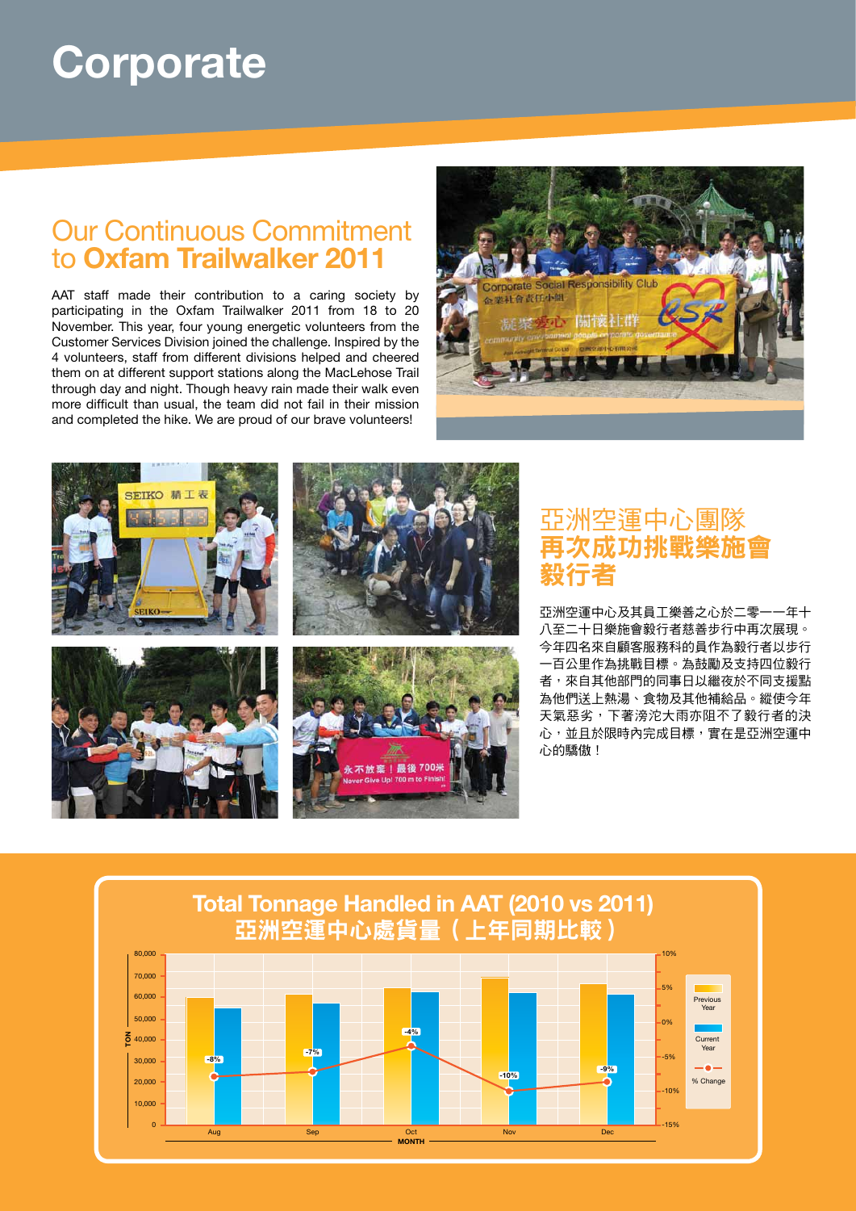# Corporate

## Our Continuous Commitment to **Oxfam Trailwalker 2011**

AAT staff made their contribution to a caring society by participating in the Oxfam Trailwalker 2011 from 18 to 20 November. This year, four young energetic volunteers from the Customer Services Division joined the challenge. Inspired by the 4 volunteers, staff from different divisions helped and cheered them on at different support stations along the MacLehose Trail through day and night. Though heavy rain made their walk even more difficult than usual, the team did not fail in their mission and completed the hike. We are proud of our brave volunteers!

## 亞洲空運中心團隊 **再次成功挑戰樂施會毅行者**

亞洲空運中心及其員工樂善之心於二零一一年十八至二十日樂施會毅行者慈善步行中再次展現。今年四名來自顧客服務科的員作為毅行者以步行一百公里作為挑戰目標。為鼓勵及支持四位毅行者，來自其他部門的同事日以繼夜於不同支援點為他們送上熱湯、食物及其他補給品。縱使今年天氣惡劣，下著滂沱大雨亦阻不了毅行者的決心，並且於限時內完成目標，實在是亞洲空運中心的驕傲！

## Total Tonnage Handled in AAT (2010 vs 2011)
## 亞洲空運中心處貨量（上年同期比較）

| Month | % Change |
|---|---|
| Aug | -8% |
| Sep | -7% |
| Oct | -4% |
| Nov | -10% |
| Dec | -9% |

Legend: Previous Year; Current Year; % Change. Y-axis: TON (0 – 80,000); secondary axis: -15% – 10%; X-axis: MONTH.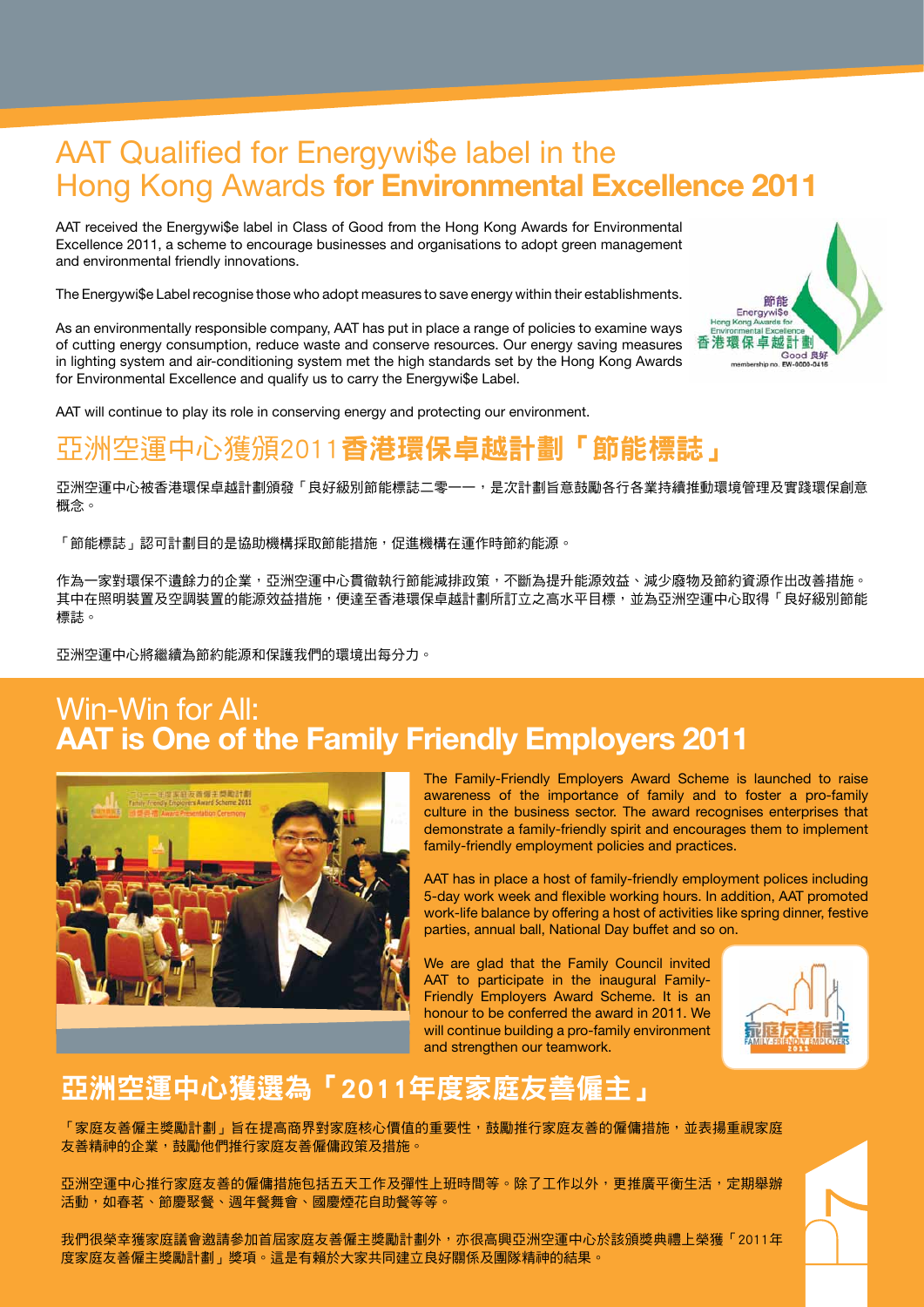# AAT Qualified for Energywi$e label in the Hong Kong Awards **for Environmental Excellence 2011**

AAT received the Energywi$e label in Class of Good from the Hong Kong Awards for Environmental Excellence 2011, a scheme to encourage businesses and organisations to adopt green management and environmental friendly innovations.

The Energywi$e Label recognise those who adopt measures to save energy within their establishments.

As an environmentally responsible company, AAT has put in place a range of policies to examine ways of cutting energy consumption, reduce waste and conserve resources. Our energy saving measures in lighting system and air-conditioning system met the high standards set by the Hong Kong Awards for Environmental Excellence and qualify us to carry the Energywi$e Label.

AAT will continue to play its role in conserving energy and protecting our environment.

# 亞洲空運中心獲頒2011**香港環保卓越計劃「節能標誌」**

亞洲空運中心被香港環保卓越計劃頒發「良好級別節能標誌二零一一」，是次計劃旨意鼓勵各行各業持續推動環境管理及實踐環保創意概念。

「節能標誌」認可計劃目的是協助機構採取節能措施，促進機構在運作時節約能源。

作為一家對環保不遺餘力的企業，亞洲空運中心貫徹執行節能減排政策，不斷為提升能源效益、減少廢物及節約資源作出改善措施。其中在照明裝置及空調裝置的能源效益措施，便達至香港環保卓越計劃所訂立之高水平目標，並為亞洲空運中心取得「良好級別節能標誌」。

亞洲空運中心將繼續為節約能源和保護我們的環境出每分力。

# Win-Win for All: **AAT is One of the Family Friendly Employers 2011**

The Family-Friendly Employers Award Scheme is launched to raise awareness of the importance of family and to foster a pro-family culture in the business sector. The award recognises enterprises that demonstrate a family-friendly spirit and encourages them to implement family-friendly employment policies and practices.

AAT has in place a host of family-friendly employment polices including 5-day work week and flexible working hours. In addition, AAT promoted work-life balance by offering a host of activities like spring dinner, festive parties, annual ball, National Day buffet and so on.

We are glad that the Family Council invited AAT to participate in the inaugural Family-Friendly Employers Award Scheme. It is an honour to be conferred the award in 2011. We will continue building a pro-family environment and strengthen our teamwork.

# 亞洲空運中心獲選為「2011年度家庭友善僱主」

「家庭友善僱主獎勵計劃」旨在提高商界對家庭核心價值的重要性，鼓勵推行家庭友善的僱傭措施，並表揚重視家庭友善精神的企業，鼓勵他們推行家庭友善僱傭政策及措施。

亞洲空運中心推行家庭友善的僱傭措施包括五天工作及彈性上班時間等。除了工作以外，更推廣平衡生活，定期舉辦活動，如春茗、節慶聚餐、週年餐舞會、國慶煙花自助餐等等。

我們很榮幸獲家庭議會邀請參加首屆家庭友善僱主獎勵計劃外，亦很高興亞洲空運中心於該頒獎典禮上榮獲「2011年度家庭友善僱主獎勵計劃」獎項。這是有賴於大家共同建立良好關係及團隊精神的結果。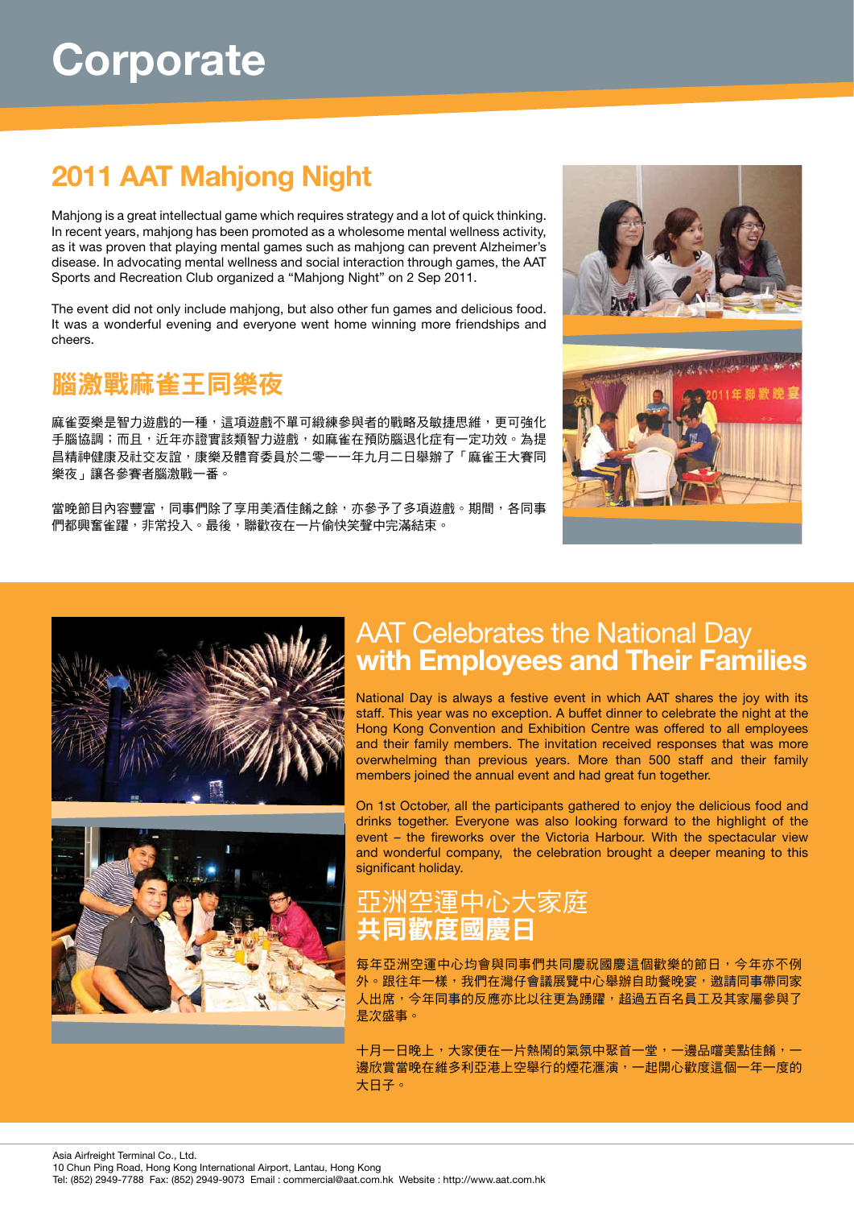# Corporate

## 2011 AAT Mahjong Night

Mahjong is a great intellectual game which requires strategy and a lot of quick thinking. In recent years, mahjong has been promoted as a wholesome mental wellness activity, as it was proven that playing mental games such as mahjong can prevent Alzheimer's disease. In advocating mental wellness and social interaction through games, the AAT Sports and Recreation Club organized a "Mahjong Night" on 2 Sep 2011.

The event did not only include mahjong, but also other fun games and delicious food. It was a wonderful evening and everyone went home winning more friendships and cheers.

## 腦激戰麻雀王同樂夜

麻雀耍樂是智力遊戲的一種，這項遊戲不單可鍛練參與者的戰略及敏捷思維，更可強化手腦協調；而且，近年亦證實該類智力遊戲，如麻雀在預防腦退化症有一定功效。為提昌精神健康及社交友誼，康樂及體育委員於二零一一年九月二日舉辦了「麻雀王大賽同樂夜」讓各參賽者腦激戰一番。

當晚節目內容豐富，同事們除了享用美酒佳餚之餘，亦參予了多項遊戲。期間，各同事們都興奮雀躍，非常投入。最後，聯歡夜在一片偷快笑聲中完滿結束。

## AAT Celebrates the National Day **with Employees and Their Families**

National Day is always a festive event in which AAT shares the joy with its staff. This year was no exception. A buffet dinner to celebrate the night at the Hong Kong Convention and Exhibition Centre was offered to all employees and their family members. The invitation received responses that was more overwhelming than previous years. More than 500 staff and their family members joined the annual event and had great fun together.

On 1st October, all the participants gathered to enjoy the delicious food and drinks together. Everyone was also looking forward to the highlight of the event – the fireworks over the Victoria Harbour. With the spectacular view and wonderful company, the celebration brought a deeper meaning to this significant holiday.

## 亞洲空運中心大家庭 **共同歡度國慶日**

每年亞洲空運中心均會與同事們共同慶祝國慶這個歡樂的節日，今年亦不例外。跟往年一樣，我們在灣仔會議展覽中心舉辦自助餐晚宴，邀請同事帶同家人出席，今年同事的反應亦比以往更為踴躍，超過五百名員工及其家屬參與了是次盛事。

十月一日晚上，大家便在一片熱鬧的氣氛中聚首一堂，一邊品嚐美點佳餚，一邊欣賞當晚在維多利亞港上空舉行的煙花滙演，一起開心歡度這個一年一度的大日子。

Asia Airfreight Terminal Co., Ltd.
10 Chun Ping Road, Hong Kong International Airport, Lantau, Hong Kong
Tel: (852) 2949-7788 Fax: (852) 2949-9073 Email : commercial@aat.com.hk Website : http://www.aat.com.hk